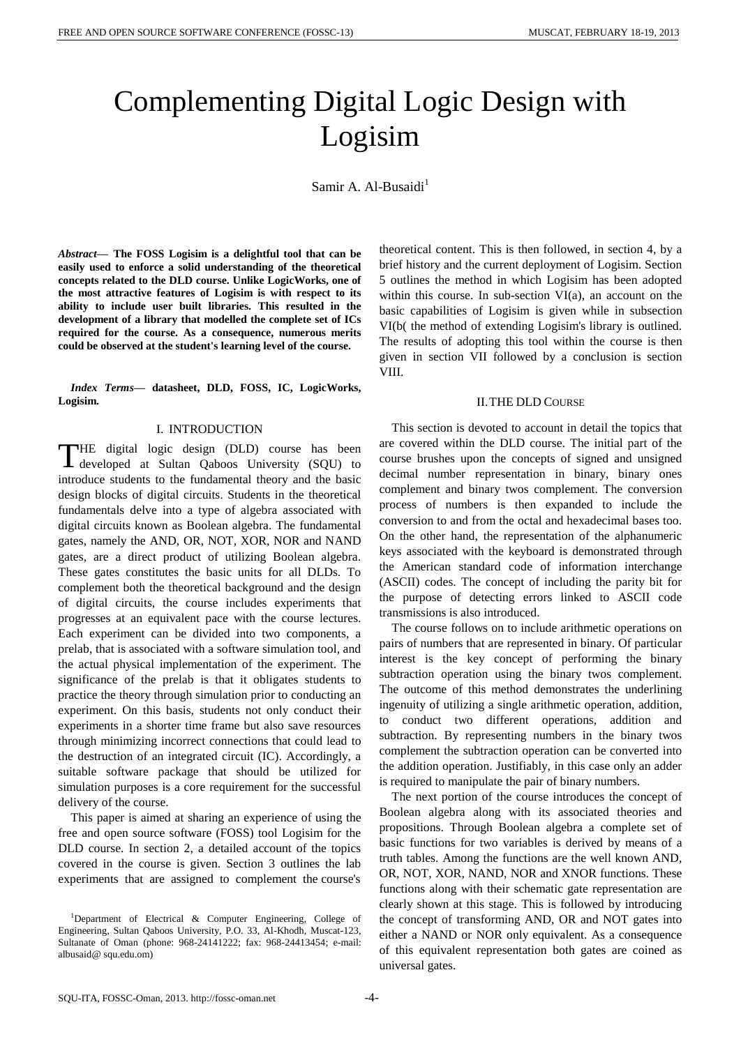# Complementing Digital Logic Design with Logisim

Samir A. Al-Busaidi[1]

***Abstract*— The FOSS Logisim is a delightful tool that can be easily used to enforce a solid understanding of the theoretical concepts related to the DLD course. Unlike LogicWorks, one of the most attractive features of Logisim is with respect to its ability to include user built libraries. This resulted in the development of a library that modelled the complete set of ICs required for the course. As a consequence, numerous merits could be observed at the student's learning level of the course.**

***Index Terms*— datasheet, DLD, FOSS, IC, LogicWorks, Logisim.**

## I. INTRODUCTION

THE digital logic design (DLD) course has been developed at Sultan Qaboos University (SQU) to introduce students to the fundamental theory and the basic design blocks of digital circuits. Students in the theoretical fundamentals delve into a type of algebra associated with digital circuits known as Boolean algebra. The fundamental gates, namely the AND, OR, NOT, XOR, NOR and NAND gates, are a direct product of utilizing Boolean algebra. These gates constitutes the basic units for all DLDs. To complement both the theoretical background and the design of digital circuits, the course includes experiments that progresses at an equivalent pace with the course lectures. Each experiment can be divided into two components, a prelab, that is associated with a software simulation tool, and the actual physical implementation of the experiment. The significance of the prelab is that it obligates students to practice the theory through simulation prior to conducting an experiment. On this basis, students not only conduct their experiments in a shorter time frame but also save resources through minimizing incorrect connections that could lead to the destruction of an integrated circuit (IC). Accordingly, a suitable software package that should be utilized for simulation purposes is a core requirement for the successful delivery of the course.

This paper is aimed at sharing an experience of using the free and open source software (FOSS) tool Logisim for the DLD course. In section 2, a detailed account of the topics covered in the course is given. Section 3 outlines the lab experiments that are assigned to complement the course's theoretical content. This is then followed, in section 4, by a brief history and the current deployment of Logisim. Section 5 outlines the method in which Logisim has been adopted within this course. In sub-section VI(a), an account on the basic capabilities of Logisim is given while in subsection VI(b( the method of extending Logisim's library is outlined. The results of adopting this tool within the course is then given in section VII followed by a conclusion is section VIII.

[1]Department of Electrical & Computer Engineering, College of Engineering, Sultan Qaboos University, P.O. 33, Al-Khodh, Muscat-123, Sultanate of Oman (phone: 968-24141222; fax: 968-24413454; e-mail: albusaid@ squ.edu.om)

## II. THE DLD COURSE

This section is devoted to account in detail the topics that are covered within the DLD course. The initial part of the course brushes upon the concepts of signed and unsigned decimal number representation in binary, binary ones complement and binary twos complement. The conversion process of numbers is then expanded to include the conversion to and from the octal and hexadecimal bases too. On the other hand, the representation of the alphanumeric keys associated with the keyboard is demonstrated through the American standard code of information interchange (ASCII) codes. The concept of including the parity bit for the purpose of detecting errors linked to ASCII code transmissions is also introduced.

The course follows on to include arithmetic operations on pairs of numbers that are represented in binary. Of particular interest is the key concept of performing the binary subtraction operation using the binary twos complement. The outcome of this method demonstrates the underlining ingenuity of utilizing a single arithmetic operation, addition, to conduct two different operations, addition and subtraction. By representing numbers in the binary twos complement the subtraction operation can be converted into the addition operation. Justifiably, in this case only an adder is required to manipulate the pair of binary numbers.

The next portion of the course introduces the concept of Boolean algebra along with its associated theories and propositions. Through Boolean algebra a complete set of basic functions for two variables is derived by means of a truth tables. Among the functions are the well known AND, OR, NOT, XOR, NAND, NOR and XNOR functions. These functions along with their schematic gate representation are clearly shown at this stage. This is followed by introducing the concept of transforming AND, OR and NOT gates into either a NAND or NOR only equivalent. As a consequence of this equivalent representation both gates are coined as universal gates.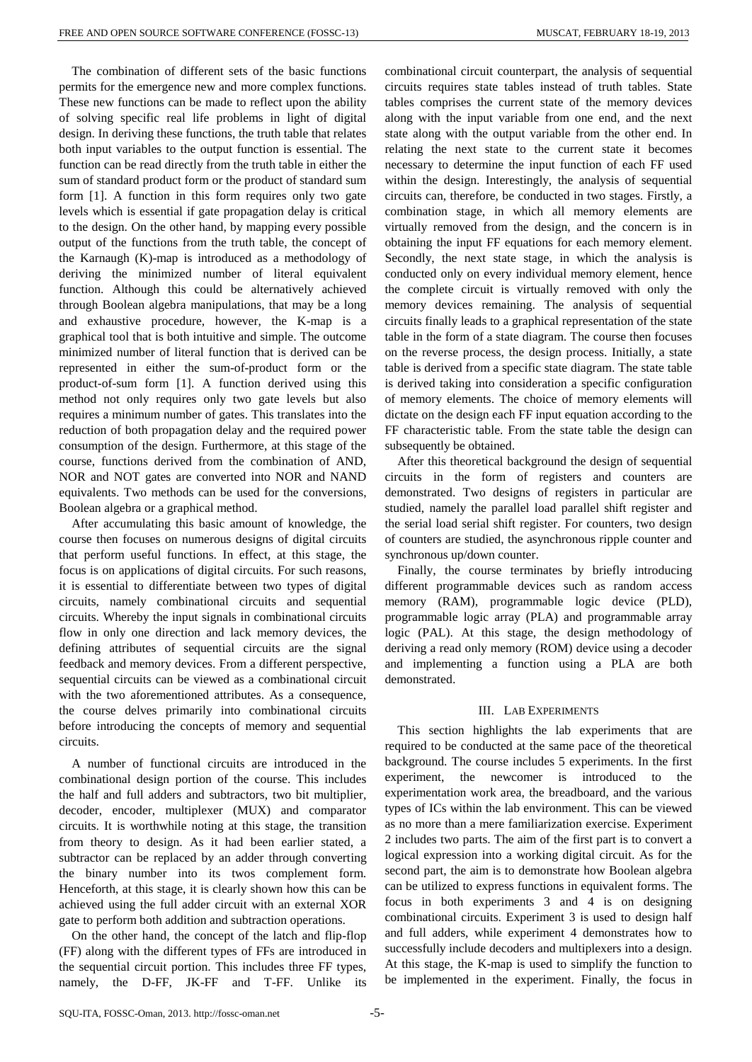The combination of different sets of the basic functions permits for the emergence new and more complex functions. These new functions can be made to reflect upon the ability of solving specific real life problems in light of digital design. In deriving these functions, the truth table that relates both input variables to the output function is essential. The function can be read directly from the truth table in either the sum of standard product form or the product of standard sum form [1]. A function in this form requires only two gate levels which is essential if gate propagation delay is critical to the design. On the other hand, by mapping every possible output of the functions from the truth table, the concept of the Karnaugh (K)-map is introduced as a methodology of deriving the minimized number of literal equivalent function. Although this could be alternatively achieved through Boolean algebra manipulations, that may be a long and exhaustive procedure, however, the K-map is a graphical tool that is both intuitive and simple. The outcome minimized number of literal function that is derived can be represented in either the sum-of-product form or the product-of-sum form [1]. A function derived using this method not only requires only two gate levels but also requires a minimum number of gates. This translates into the reduction of both propagation delay and the required power consumption of the design. Furthermore, at this stage of the course, functions derived from the combination of AND, NOR and NOT gates are converted into NOR and NAND equivalents. Two methods can be used for the conversions, Boolean algebra or a graphical method.

After accumulating this basic amount of knowledge, the course then focuses on numerous designs of digital circuits that perform useful functions. In effect, at this stage, the focus is on applications of digital circuits. For such reasons, it is essential to differentiate between two types of digital circuits, namely combinational circuits and sequential circuits. Whereby the input signals in combinational circuits flow in only one direction and lack memory devices, the defining attributes of sequential circuits are the signal feedback and memory devices. From a different perspective, sequential circuits can be viewed as a combinational circuit with the two aforementioned attributes. As a consequence, the course delves primarily into combinational circuits before introducing the concepts of memory and sequential circuits.

A number of functional circuits are introduced in the combinational design portion of the course. This includes the half and full adders and subtractors, two bit multiplier, decoder, encoder, multiplexer (MUX) and comparator circuits. It is worthwhile noting at this stage, the transition from theory to design. As it had been earlier stated, a subtractor can be replaced by an adder through converting the binary number into its twos complement form. Henceforth, at this stage, it is clearly shown how this can be achieved using the full adder circuit with an external XOR gate to perform both addition and subtraction operations.

On the other hand, the concept of the latch and flip-flop (FF) along with the different types of FFs are introduced in the sequential circuit portion. This includes three FF types, namely, the D-FF, JK-FF and T-FF. Unlike its combinational circuit counterpart, the analysis of sequential circuits requires state tables instead of truth tables. State tables comprises the current state of the memory devices along with the input variable from one end, and the next state along with the output variable from the other end. In relating the next state to the current state it becomes necessary to determine the input function of each FF used within the design. Interestingly, the analysis of sequential circuits can, therefore, be conducted in two stages. Firstly, a combination stage, in which all memory elements are virtually removed from the design, and the concern is in obtaining the input FF equations for each memory element. Secondly, the next state stage, in which the analysis is conducted only on every individual memory element, hence the complete circuit is virtually removed with only the memory devices remaining. The analysis of sequential circuits finally leads to a graphical representation of the state table in the form of a state diagram. The course then focuses on the reverse process, the design process. Initially, a state table is derived from a specific state diagram. The state table is derived taking into consideration a specific configuration of memory elements. The choice of memory elements will dictate on the design each FF input equation according to the FF characteristic table. From the state table the design can subsequently be obtained.

After this theoretical background the design of sequential circuits in the form of registers and counters are demonstrated. Two designs of registers in particular are studied, namely the parallel load parallel shift register and the serial load serial shift register. For counters, two design of counters are studied, the asynchronous ripple counter and synchronous up/down counter.

Finally, the course terminates by briefly introducing different programmable devices such as random access memory (RAM), programmable logic device (PLD), programmable logic array (PLA) and programmable array logic (PAL). At this stage, the design methodology of deriving a read only memory (ROM) device using a decoder and implementing a function using a PLA are both demonstrated.

## III. Lab Experiments

This section highlights the lab experiments that are required to be conducted at the same pace of the theoretical background. The course includes 5 experiments. In the first experiment, the newcomer is introduced to the experimentation work area, the breadboard, and the various types of ICs within the lab environment. This can be viewed as no more than a mere familiarization exercise. Experiment 2 includes two parts. The aim of the first part is to convert a logical expression into a working digital circuit. As for the second part, the aim is to demonstrate how Boolean algebra can be utilized to express functions in equivalent forms. The focus in both experiments 3 and 4 is on designing combinational circuits. Experiment 3 is used to design half and full adders, while experiment 4 demonstrates how to successfully include decoders and multiplexers into a design. At this stage, the K-map is used to simplify the function to be implemented in the experiment. Finally, the focus in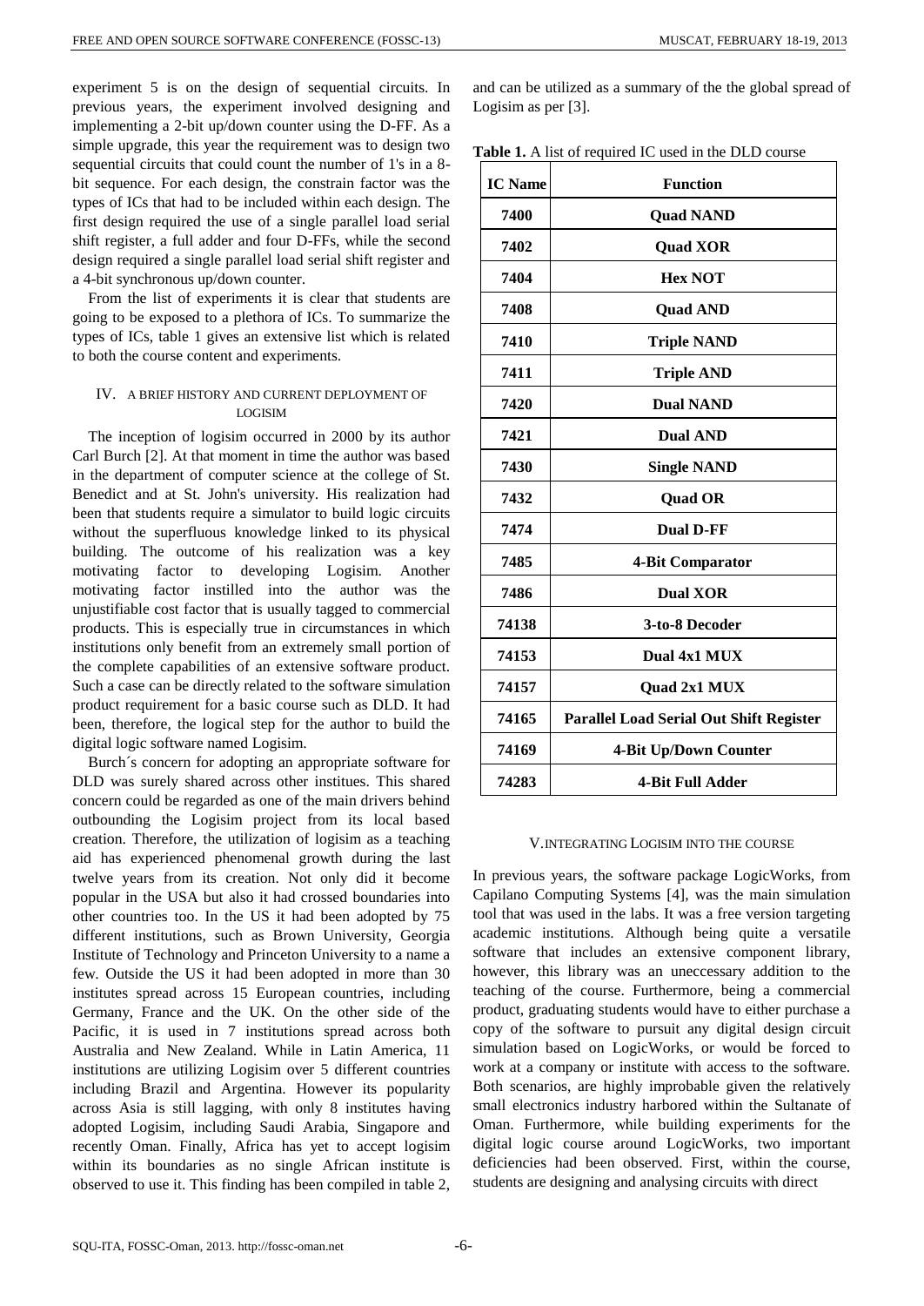experiment 5 is on the design of sequential circuits. In previous years, the experiment involved designing and implementing a 2-bit up/down counter using the D-FF. As a simple upgrade, this year the requirement was to design two sequential circuits that could count the number of 1's in a 8-bit sequence. For each design, the constrain factor was the types of ICs that had to be included within each design. The first design required the use of a single parallel load serial shift register, a full adder and four D-FFs, while the second design required a single parallel load serial shift register and a 4-bit synchronous up/down counter.

From the list of experiments it is clear that students are going to be exposed to a plethora of ICs. To summarize the types of ICs, table 1 gives an extensive list which is related to both the course content and experiments.

## IV. A BRIEF HISTORY AND CURRENT DEPLOYMENT OF LOGISIM

The inception of logisim occurred in 2000 by its author Carl Burch [2]. At that moment in time the author was based in the department of computer science at the college of St. Benedict and at St. John's university. His realization had been that students require a simulator to build logic circuits without the superfluous knowledge linked to its physical building. The outcome of his realization was a key motivating factor to developing Logisim. Another motivating factor instilled into the author was the unjustifiable cost factor that is usually tagged to commercial products. This is especially true in circumstances in which institutions only benefit from an extremely small portion of the complete capabilities of an extensive software product. Such a case can be directly related to the software simulation product requirement for a basic course such as DLD. It had been, therefore, the logical step for the author to build the digital logic software named Logisim.

Burch´s concern for adopting an appropriate software for DLD was surely shared across other institues. This shared concern could be regarded as one of the main drivers behind outbounding the Logisim project from its local based creation. Therefore, the utilization of logisim as a teaching aid has experienced phenomenal growth during the last twelve years from its creation. Not only did it become popular in the USA but also it had crossed boundaries into other countries too. In the US it had been adopted by 75 different institutions, such as Brown University, Georgia Institute of Technology and Princeton University to a name a few. Outside the US it had been adopted in more than 30 institutes spread across 15 European countries, including Germany, France and the UK. On the other side of the Pacific, it is used in 7 institutions spread across both Australia and New Zealand. While in Latin America, 11 institutions are utilizing Logisim over 5 different countries including Brazil and Argentina. However its popularity across Asia is still lagging, with only 8 institutes having adopted Logisim, including Saudi Arabia, Singapore and recently Oman. Finally, Africa has yet to accept logisim within its boundaries as no single African institute is observed to use it. This finding has been compiled in table 2, and can be utilized as a summary of the the global spread of Logisim as per [3].

**Table 1.** A list of required IC used in the DLD course

| IC Name | Function |
|---|---|
| **7400** | **Quad NAND** |
| **7402** | **Quad XOR** |
| **7404** | **Hex NOT** |
| **7408** | **Quad AND** |
| **7410** | **Triple NAND** |
| **7411** | **Triple AND** |
| **7420** | **Dual NAND** |
| **7421** | **Dual AND** |
| **7430** | **Single NAND** |
| **7432** | **Quad OR** |
| **7474** | **Dual D-FF** |
| **7485** | **4-Bit Comparator** |
| **7486** | **Dual XOR** |
| **74138** | **3-to-8 Decoder** |
| **74153** | **Dual 4x1 MUX** |
| **74157** | **Quad 2x1 MUX** |
| **74165** | **Parallel Load Serial Out Shift Register** |
| **74169** | **4-Bit Up/Down Counter** |
| **74283** | **4-Bit Full Adder** |

## V. INTEGRATING LOGISIM INTO THE COURSE

In previous years, the software package LogicWorks, from Capilano Computing Systems [4], was the main simulation tool that was used in the labs. It was a free version targeting academic institutions. Although being quite a versatile software that includes an extensive component library, however, this library was an uneccessary addition to the teaching of the course. Furthermore, being a commercial product, graduating students would have to either purchase a copy of the software to pursuit any digital design circuit simulation based on LogicWorks, or would be forced to work at a company or institute with access to the software. Both scenarios, are highly improbable given the relatively small electronics industry harbored within the Sultanate of Oman. Furthermore, while building experiments for the digital logic course around LogicWorks, two important deficiencies had been observed. First, within the course, students are designing and analysing circuits with direct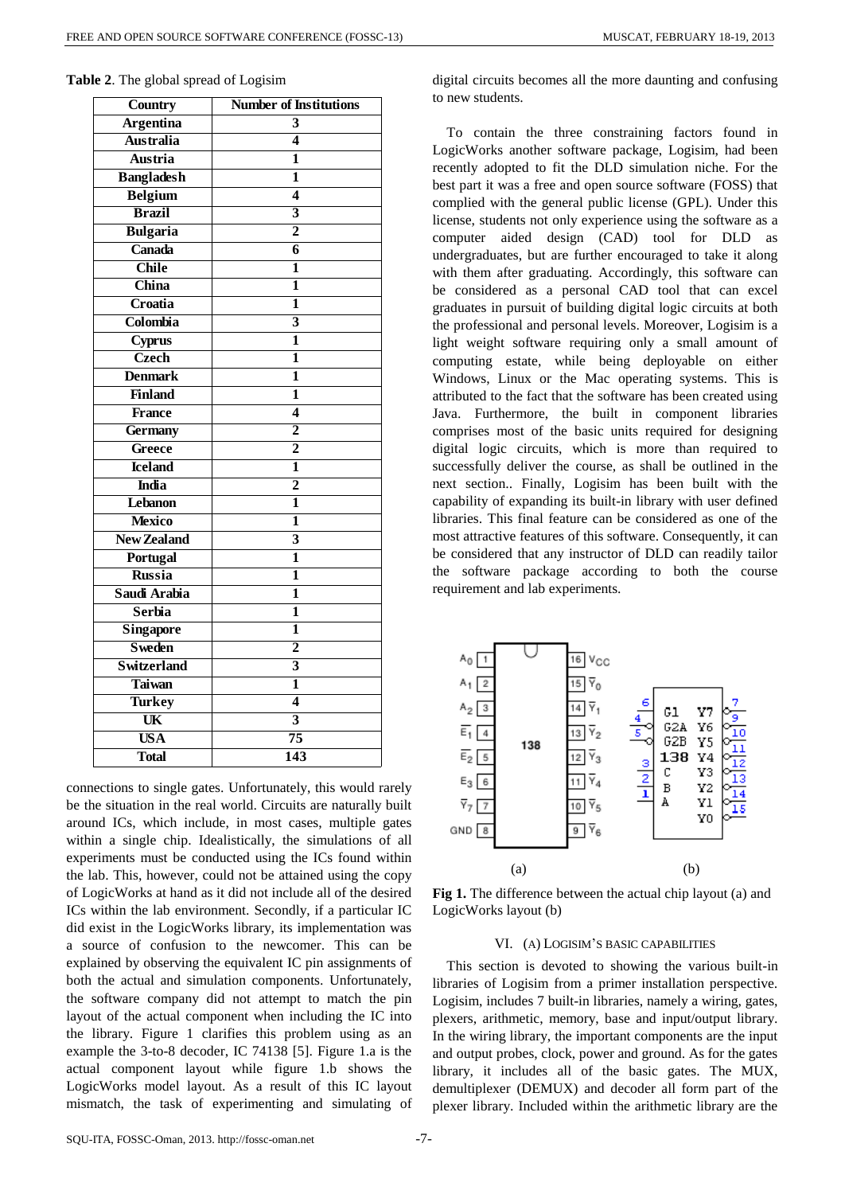**Table 2**. The global spread of Logisim

| Country | Number of Institutions |
|---|---|
| Argentina | 3 |
| Australia | 4 |
| Austria | 1 |
| Bangladesh | 1 |
| Belgium | 4 |
| Brazil | 3 |
| Bulgaria | 2 |
| Canada | 6 |
| Chile | 1 |
| China | 1 |
| Croatia | 1 |
| Colombia | 3 |
| Cyprus | 1 |
| Czech | 1 |
| Denmark | 1 |
| Finland | 1 |
| France | 4 |
| Germany | 2 |
| Greece | 2 |
| Iceland | 1 |
| India | 2 |
| Lebanon | 1 |
| Mexico | 1 |
| New Zealand | 3 |
| Portugal | 1 |
| Russia | 1 |
| Saudi Arabia | 1 |
| Serbia | 1 |
| Singapore | 1 |
| Sweden | 2 |
| Switzerland | 3 |
| Taiwan | 1 |
| Turkey | 4 |
| UK | 3 |
| USA | 75 |
| Total | 143 |

connections to single gates. Unfortunately, this would rarely be the situation in the real world. Circuits are naturally built around ICs, which include, in most cases, multiple gates within a single chip. Idealistically, the simulations of all experiments must be conducted using the ICs found within the lab. This, however, could not be attained using the copy of LogicWorks at hand as it did not include all of the desired ICs within the lab environment. Secondly, if a particular IC did exist in the LogicWorks library, its implementation was a source of confusion to the newcomer. This can be explained by observing the equivalent IC pin assignments of both the actual and simulation components. Unfortunately, the software company did not attempt to match the pin layout of the actual component when including the IC into the library. Figure 1 clarifies this problem using as an example the 3-to-8 decoder, IC 74138 [5]. Figure 1.a is the actual component layout while figure 1.b shows the LogicWorks model layout. As a result of this IC layout mismatch, the task of experimenting and simulating of digital circuits becomes all the more daunting and confusing to new students.

To contain the three constraining factors found in LogicWorks another software package, Logisim, had been recently adopted to fit the DLD simulation niche. For the best part it was a free and open source software (FOSS) that complied with the general public license (GPL). Under this license, students not only experience using the software as a computer aided design (CAD) tool for DLD as undergraduates, but are further encouraged to take it along with them after graduating. Accordingly, this software can be considered as a personal CAD tool that can excel graduates in pursuit of building digital logic circuits at both the professional and personal levels. Moreover, Logisim is a light weight software requiring only a small amount of computing estate, while being deployable on either Windows, Linux or the Mac operating systems. This is attributed to the fact that the software has been created using Java. Furthermore, the built in component libraries comprises most of the basic units required for designing digital logic circuits, which is more than required to successfully deliver the course, as shall be outlined in the next section.. Finally, Logisim has been built with the capability of expanding its built-in library with user defined libraries. This final feature can be considered as one of the most attractive features of this software. Consequently, it can be considered that any instructor of DLD can readily tailor the software package according to both the course requirement and lab experiments.

**Fig 1.** The difference between the actual chip layout (a) and LogicWorks layout (b)

## VI. (A) Logisim's Basic Capabilities

This section is devoted to showing the various built-in libraries of Logisim from a primer installation perspective. Logisim, includes 7 built-in libraries, namely a wiring, gates, plexers, arithmetic, memory, base and input/output library. In the wiring library, the important components are the input and output probes, clock, power and ground. As for the gates library, it includes all of the basic gates. The MUX, demultiplexer (DEMUX) and decoder all form part of the plexer library. Included within the arithmetic library are the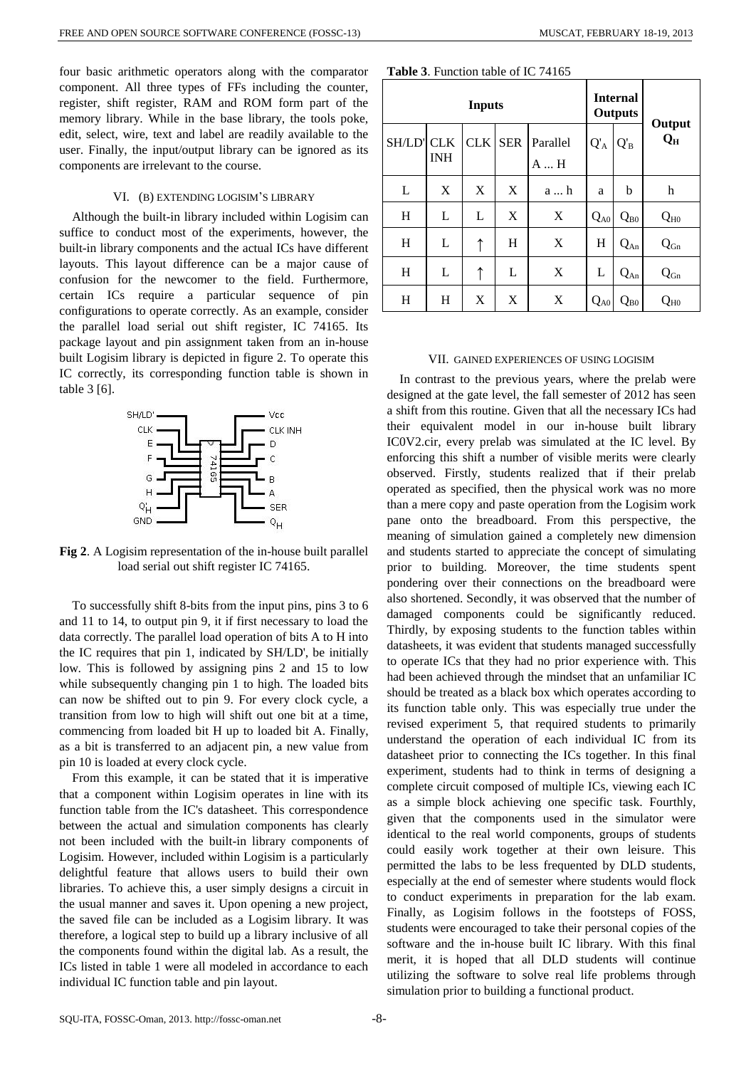four basic arithmetic operators along with the comparator component. All three types of FFs including the counter, register, shift register, RAM and ROM form part of the memory library. While in the base library, the tools poke, edit, select, wire, text and label are readily available to the user. Finally, the input/output library can be ignored as its components are irrelevant to the course.

### VI. (B) Extending Logisim's Library

Although the built-in library included within Logisim can suffice to conduct most of the experiments, however, the built-in library components and the actual ICs have different layouts. This layout difference can be a major cause of confusion for the newcomer to the field. Furthermore, certain ICs require a particular sequence of pin configurations to operate correctly. As an example, consider the parallel load serial out shift register, IC 74165. Its package layout and pin assignment taken from an in-house built Logisim library is depicted in figure 2. To operate this IC correctly, its corresponding function table is shown in table 3 [6].

**Fig 2**. A Logisim representation of the in-house built parallel load serial out shift register IC 74165.

To successfully shift 8-bits from the input pins, pins 3 to 6 and 11 to 14, to output pin 9, it if first necessary to load the data correctly. The parallel load operation of bits A to H into the IC requires that pin 1, indicated by SH/LD', be initially low. This is followed by assigning pins 2 and 15 to low while subsequently changing pin 1 to high. The loaded bits can now be shifted out to pin 9. For every clock cycle, a transition from low to high will shift out one bit at a time, commencing from loaded bit H up to loaded bit A. Finally, as a bit is transferred to an adjacent pin, a new value from pin 10 is loaded at every clock cycle.

From this example, it can be stated that it is imperative that a component within Logisim operates in line with its function table from the IC's datasheet. This correspondence between the actual and simulation components has clearly not been included with the built-in library components of Logisim. However, included within Logisim is a particularly delightful feature that allows users to build their own libraries. To achieve this, a user simply designs a circuit in the usual manner and saves it. Upon opening a new project, the saved file can be included as a Logisim library. It was therefore, a logical step to build up a library inclusive of all the components found within the digital lab. As a result, the ICs listed in table 1 were all modeled in accordance to each individual IC function table and pin layout.

**Table 3**. Function table of IC 74165

| Inputs | | | | | Internal Outputs | | Output |
|---|---|---|---|---|---|---|---|
| SH/LD' | CLK INH | CLK | SER | Parallel A ... H | $Q'_A$ | $Q'_B$ | $Q_H$ |
| L | X | X | X | a ... h | a | b | h |
| H | L | L | X | X | $Q_{A0}$ | $Q_{B0}$ | $Q_{H0}$ |
| H | L | ↑ | H | X | H | $Q_{An}$ | $Q_{Gn}$ |
| H | L | ↑ | L | X | L | $Q_{An}$ | $Q_{Gn}$ |
| H | H | X | X | X | $Q_{A0}$ | $Q_{B0}$ | $Q_{H0}$ |

### VII. Gained Experiences of Using Logisim

In contrast to the previous years, where the prelab were designed at the gate level, the fall semester of 2012 has seen a shift from this routine. Given that all the necessary ICs had their equivalent model in our in-house built library IC0V2.cir, every prelab was simulated at the IC level. By enforcing this shift a number of visible merits were clearly observed. Firstly, students realized that if their prelab operated as specified, then the physical work was no more than a mere copy and paste operation from the Logisim work pane onto the breadboard. From this perspective, the meaning of simulation gained a completely new dimension and students started to appreciate the concept of simulating prior to building. Moreover, the time students spent pondering over their connections on the breadboard were also shortened. Secondly, it was observed that the number of damaged components could be significantly reduced. Thirdly, by exposing students to the function tables within datasheets, it was evident that students managed successfully to operate ICs that they had no prior experience with. This had been achieved through the mindset that an unfamiliar IC should be treated as a black box which operates according to its function table only. This was especially true under the revised experiment 5, that required students to primarily understand the operation of each individual IC from its datasheet prior to connecting the ICs together. In this final experiment, students had to think in terms of designing a complete circuit composed of multiple ICs, viewing each IC as a simple block achieving one specific task. Fourthly, given that the components used in the simulator were identical to the real world components, groups of students could easily work together at their own leisure. This permitted the labs to be less frequented by DLD students, especially at the end of semester where students would flock to conduct experiments in preparation for the lab exam. Finally, as Logisim follows in the footsteps of FOSS, students were encouraged to take their personal copies of the software and the in-house built IC library. With this final merit, it is hoped that all DLD students will continue utilizing the software to solve real life problems through simulation prior to building a functional product.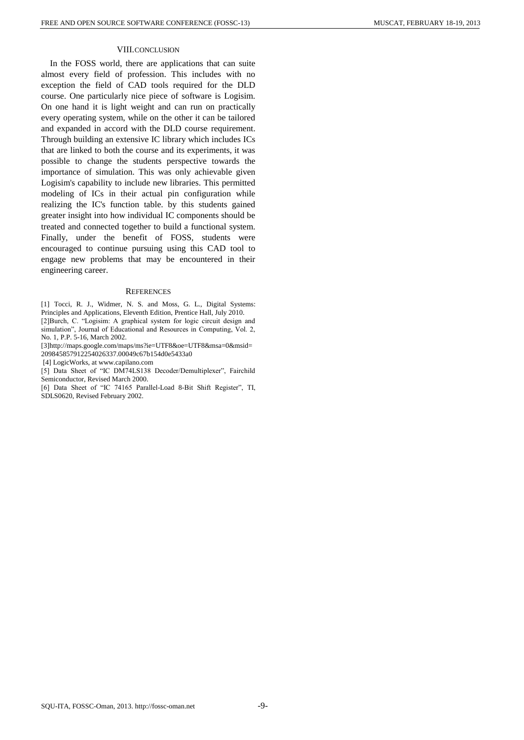## VIII. CONCLUSION

In the FOSS world, there are applications that can suite almost every field of profession. This includes with no exception the field of CAD tools required for the DLD course. One particularly nice piece of software is Logisim. On one hand it is light weight and can run on practically every operating system, while on the other it can be tailored and expanded in accord with the DLD course requirement. Through building an extensive IC library which includes ICs that are linked to both the course and its experiments, it was possible to change the students perspective towards the importance of simulation. This was only achievable given Logisim's capability to include new libraries. This permitted modeling of ICs in their actual pin configuration while realizing the IC's function table. by this students gained greater insight into how individual IC components should be treated and connected together to build a functional system. Finally, under the benefit of FOSS, students were encouraged to continue pursuing using this CAD tool to engage new problems that may be encountered in their engineering career.

## REFERENCES

[1] Tocci, R. J., Widmer, N. S. and Moss, G. L., Digital Systems: Principles and Applications, Eleventh Edition, Prentice Hall, July 2010.

[2]Burch, C. "Logisim: A graphical system for logic circuit design and simulation", Journal of Educational and Resources in Computing, Vol. 2, No. 1, P.P. 5-16, March 2002.

[3]http://maps.google.com/maps/ms?ie=UTF8&oe=UTF8&msa=0&msid=209845857912254026337.00049c67b154d0e5433a0

[4] LogicWorks, at www.capilano.com

[5] Data Sheet of "IC DM74LS138 Decoder/Demultiplexer", Fairchild Semiconductor, Revised March 2000.

[6] Data Sheet of "IC 74165 Parallel-Load 8-Bit Shift Register", TI, SDLS0620, Revised February 2002.